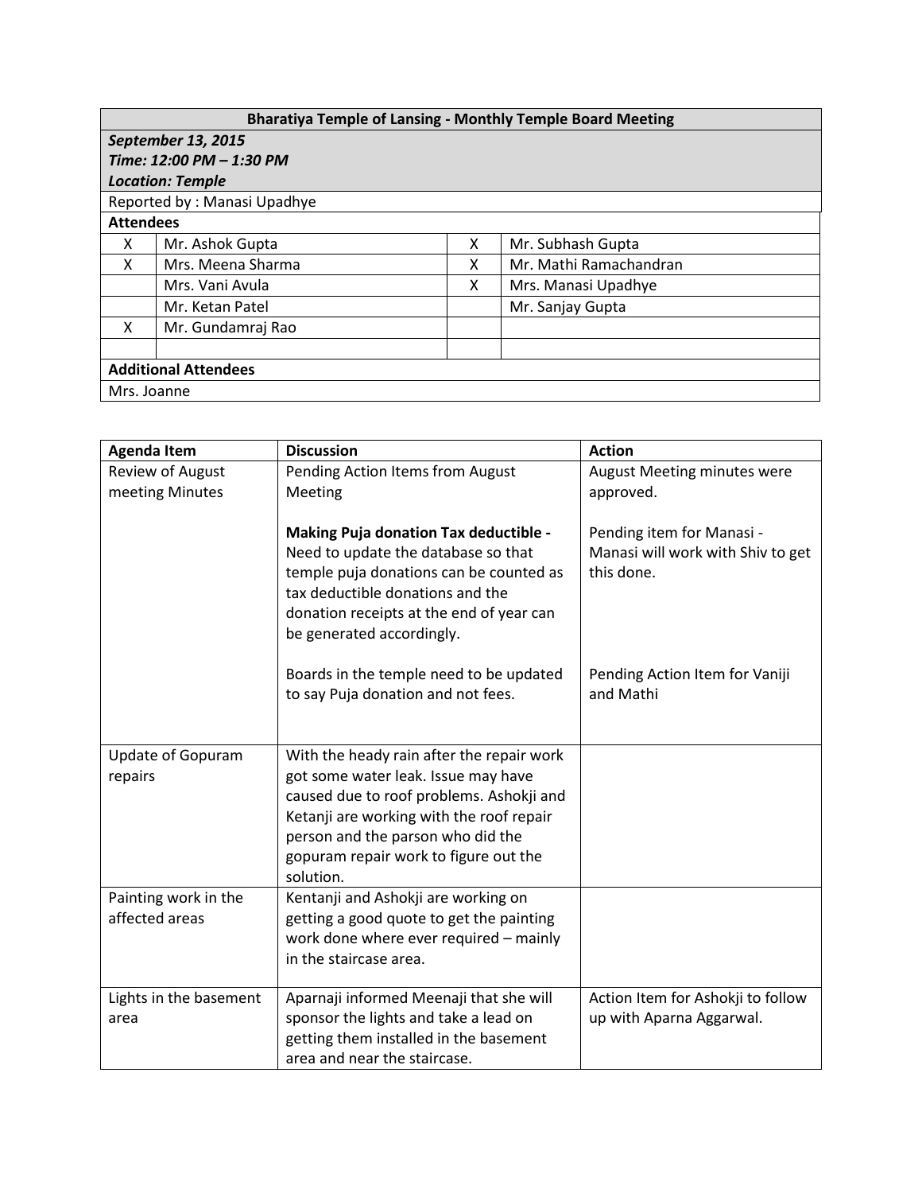| **Bharatiya Temple of Lansing - Monthly Temple Board Meeting** | | | |
|---|---|---|---|
| ***September 13, 2015*** <br> ***Time: 12:00 PM – 1:30 PM*** <br> ***Location: Temple*** | | | |
| Reported by : Manasi Upadhye | | | |
| **Attendees** | | | |
| X | Mr. Ashok Gupta | X | Mr. Subhash Gupta |
| X | Mrs. Meena Sharma | X | Mr. Mathi Ramachandran |
| | Mrs. Vani Avula | X | Mrs. Manasi Upadhye |
| | Mr. Ketan Patel | | Mr. Sanjay Gupta |
| X | Mr. Gundamraj Rao | | |
| | | | |
| **Additional Attendees** | | | |
| Mrs. Joanne | | | |

| **Agenda Item** | **Discussion** | **Action** |
|---|---|---|
| Review of August meeting Minutes | Pending Action Items from August Meeting<br><br>**Making Puja donation Tax deductible -** Need to update the database so that temple puja donations can be counted as tax deductible donations and the donation receipts at the end of year can be generated accordingly.<br><br>Boards in the temple need to be updated to say Puja donation and not fees. | August Meeting minutes were approved.<br><br>Pending item for Manasi - Manasi will work with Shiv to get this done.<br><br>Pending Action Item for Vaniji and Mathi |
| Update of Gopuram repairs | With the heady rain after the repair work got some water leak. Issue may have caused due to roof problems. Ashokji and Ketanji are working with the roof repair person and the parson who did the gopuram repair work to figure out the solution. | |
| Painting work in the affected areas | Kentanji and Ashokji are working on getting a good quote to get the painting work done where ever required – mainly in the staircase area. | |
| Lights in the basement area | Aparnaji informed Meenaji that she will sponsor the lights and take a lead on getting them installed in the basement area and near the staircase. | Action Item for Ashokji to follow up with Aparna Aggarwal. |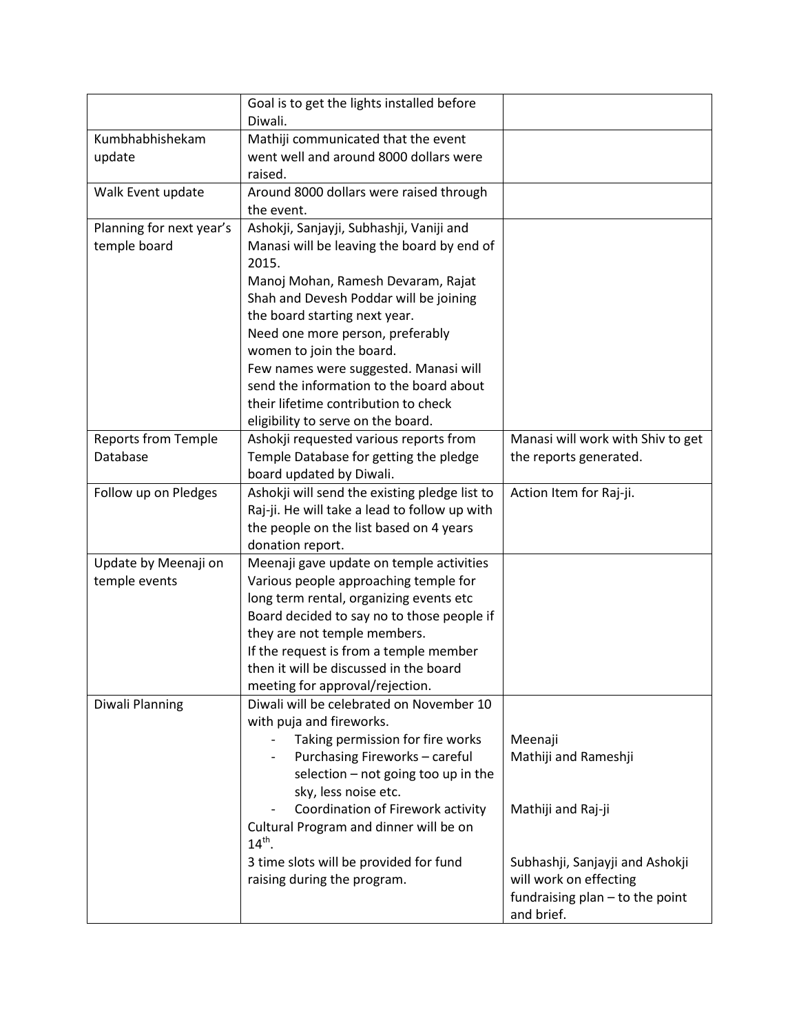| | | |
|---|---|---|
| | Goal is to get the lights installed before Diwali. | |
| Kumbhabhishekam update | Mathiji communicated that the event went well and around 8000 dollars were raised. | |
| Walk Event update | Around 8000 dollars were raised through the event. | |
| Planning for next year's temple board | Ashokji, Sanjayji, Subhashji, Vaniji and Manasi will be leaving the board by end of 2015.<br>Manoj Mohan, Ramesh Devaram, Rajat Shah and Devesh Poddar will be joining the board starting next year.<br>Need one more person, preferably women to join the board.<br>Few names were suggested. Manasi will send the information to the board about their lifetime contribution to check eligibility to serve on the board. | |
| Reports from Temple Database | Ashokji requested various reports from Temple Database for getting the pledge board updated by Diwali. | Manasi will work with Shiv to get the reports generated. |
| Follow up on Pledges | Ashokji will send the existing pledge list to Raj-ji. He will take a lead to follow up with the people on the list based on 4 years donation report. | Action Item for Raj-ji. |
| Update by Meenaji on temple events | Meenaji gave update on temple activities<br>Various people approaching temple for long term rental, organizing events etc<br>Board decided to say no to those people if they are not temple members.<br>If the request is from a temple member then it will be discussed in the board meeting for approval/rejection. | |
| Diwali Planning | Diwali will be celebrated on November 10 with puja and fireworks.<br>- Taking permission for fire works<br>- Purchasing Fireworks – careful selection – not going too up in the sky, less noise etc.<br>- Coordination of Firework activity<br>Cultural Program and dinner will be on 14th.<br>3 time slots will be provided for fund raising during the program. | Meenaji<br>Mathiji and Rameshji<br><br>Mathiji and Raj-ji<br><br>Subhashji, Sanjayji and Ashokji will work on effecting fundraising plan – to the point and brief. |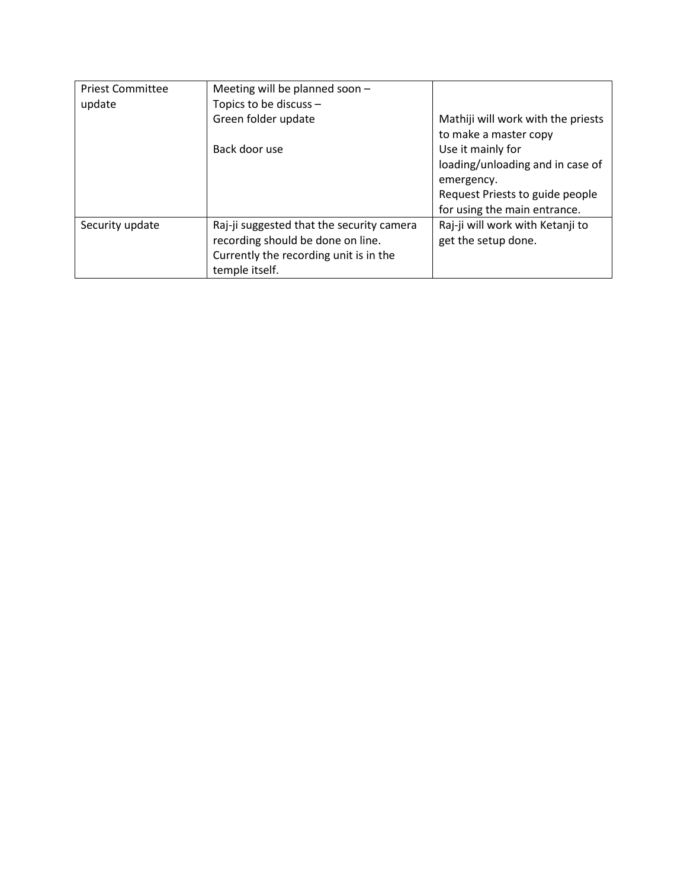| | | |
|---|---|---|
| Priest Committee update | Meeting will be planned soon –<br>Topics to be discuss –<br>Green folder update<br><br>Back door use | <br><br>Mathiji will work with the priests to make a master copy<br>Use it mainly for loading/unloading and in case of emergency.<br>Request Priests to guide people for using the main entrance. |
| Security update | Raj-ji suggested that the security camera recording should be done on line. Currently the recording unit is in the temple itself. | Raj-ji will work with Ketanji to get the setup done. |